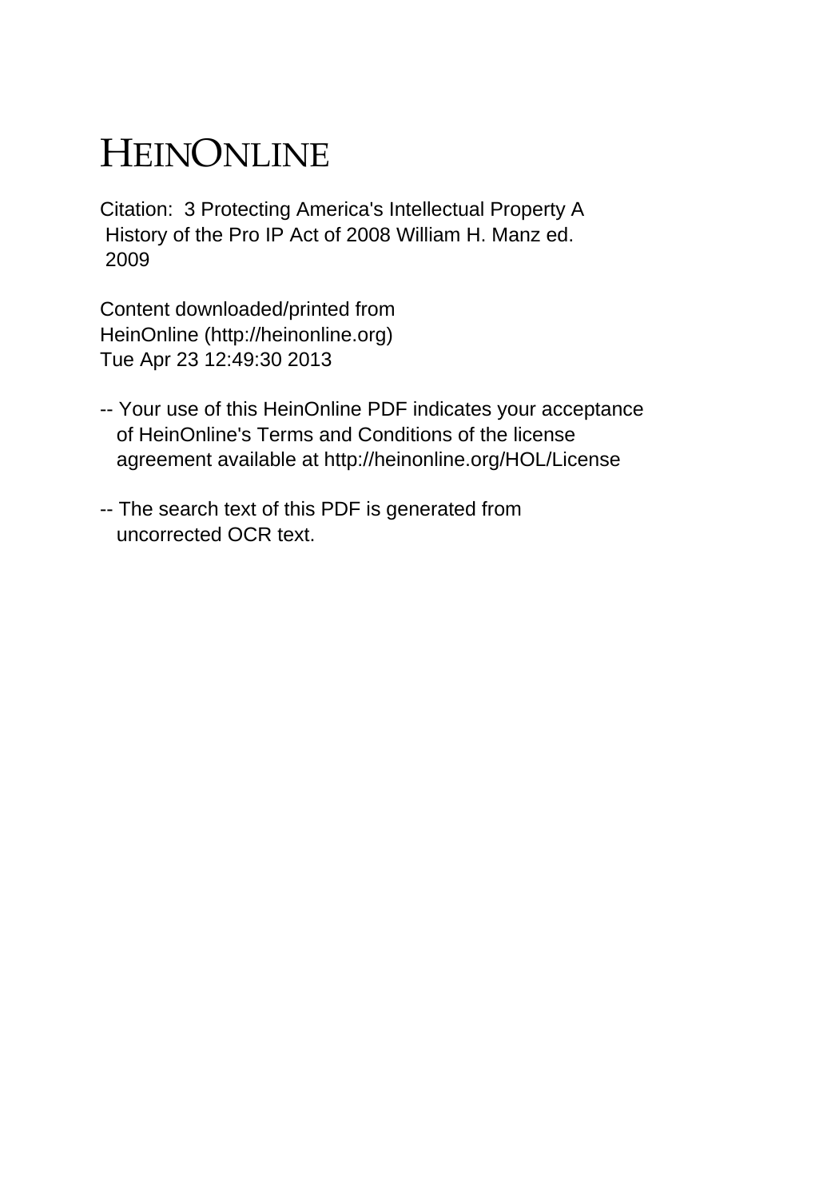# HEINONLINE

Citation: 3 Protecting America's Intellectual Property A History of the Pro IP Act of 2008 William H. Manz ed. 2009

Content downloaded/printed from HeinOnline (http://heinonline.org)
Tue Apr 23 12:49:30 2013

-- Your use of this HeinOnline PDF indicates your acceptance of HeinOnline's Terms and Conditions of the license agreement available at http://heinonline.org/HOL/License

-- The search text of this PDF is generated from uncorrected OCR text.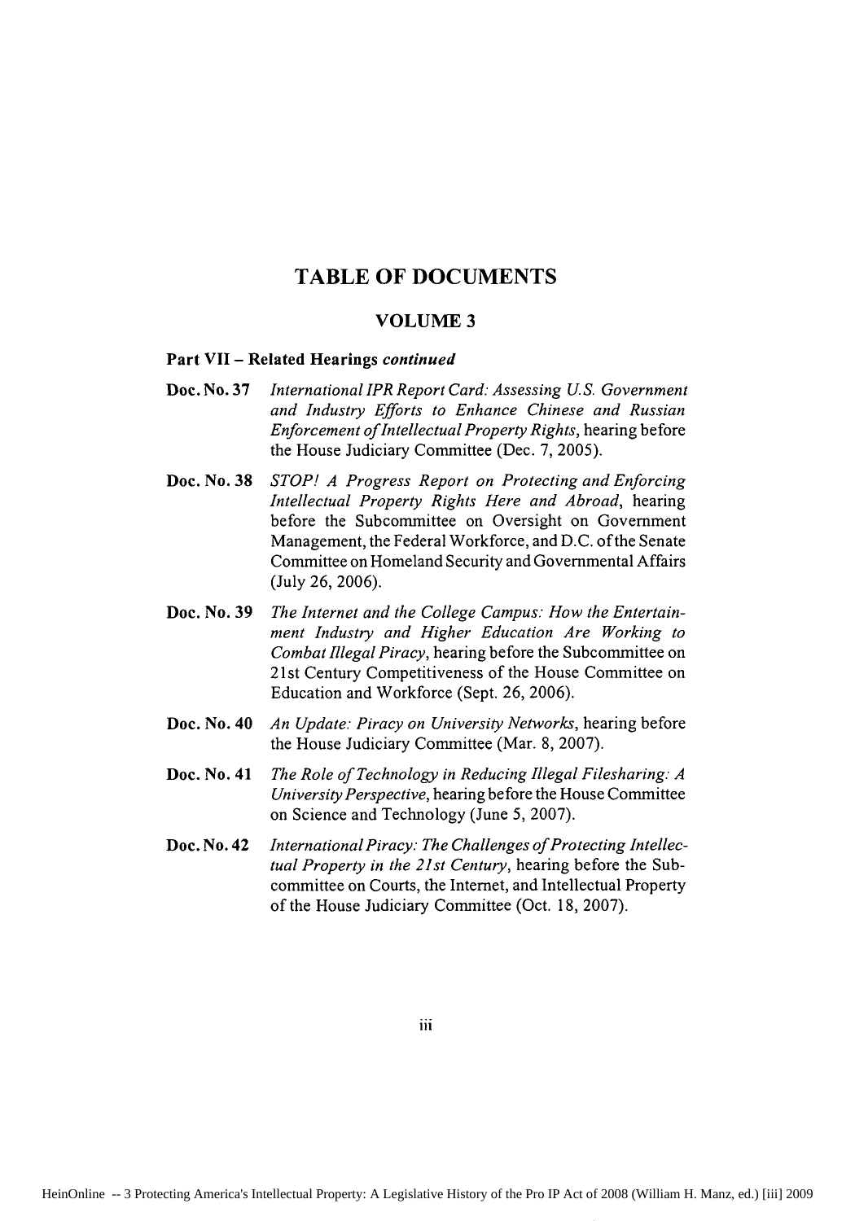# TABLE OF DOCUMENTS

## VOLUME 3

### Part VII – Related Hearings *continued*

**Doc. No. 37** *International IPR Report Card: Assessing U.S. Government and Industry Efforts to Enhance Chinese and Russian Enforcement of Intellectual Property Rights*, hearing before the House Judiciary Committee (Dec. 7, 2005).

**Doc. No. 38** *STOP! A Progress Report on Protecting and Enforcing Intellectual Property Rights Here and Abroad*, hearing before the Subcommittee on Oversight on Government Management, the Federal Workforce, and D.C. of the Senate Committee on Homeland Security and Governmental Affairs (July 26, 2006).

**Doc. No. 39** *The Internet and the College Campus: How the Entertainment Industry and Higher Education Are Working to Combat Illegal Piracy*, hearing before the Subcommittee on 21st Century Competitiveness of the House Committee on Education and Workforce (Sept. 26, 2006).

**Doc. No. 40** *An Update: Piracy on University Networks*, hearing before the House Judiciary Committee (Mar. 8, 2007).

**Doc. No. 41** *The Role of Technology in Reducing Illegal Filesharing: A University Perspective*, hearing before the House Committee on Science and Technology (June 5, 2007).

**Doc. No. 42** *International Piracy: The Challenges of Protecting Intellectual Property in the 21st Century*, hearing before the Subcommittee on Courts, the Internet, and Intellectual Property of the House Judiciary Committee (Oct. 18, 2007).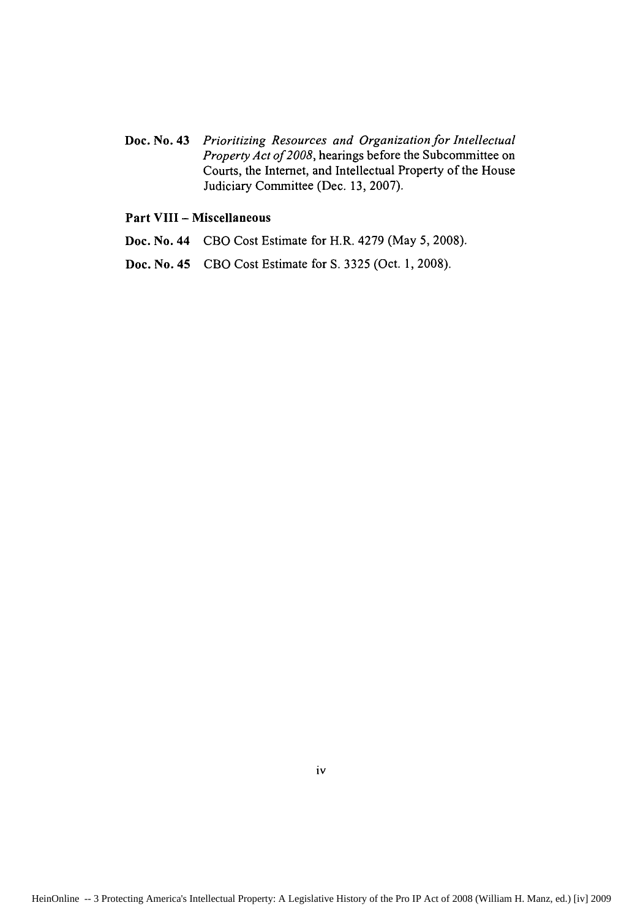**Doc. No. 43** *Prioritizing Resources and Organization for Intellectual Property Act of 2008*, hearings before the Subcommittee on Courts, the Internet, and Intellectual Property of the House Judiciary Committee (Dec. 13, 2007).

**Part VIII – Miscellaneous**

**Doc. No. 44** CBO Cost Estimate for H.R. 4279 (May 5, 2008).

**Doc. No. 45** CBO Cost Estimate for S. 3325 (Oct. 1, 2008).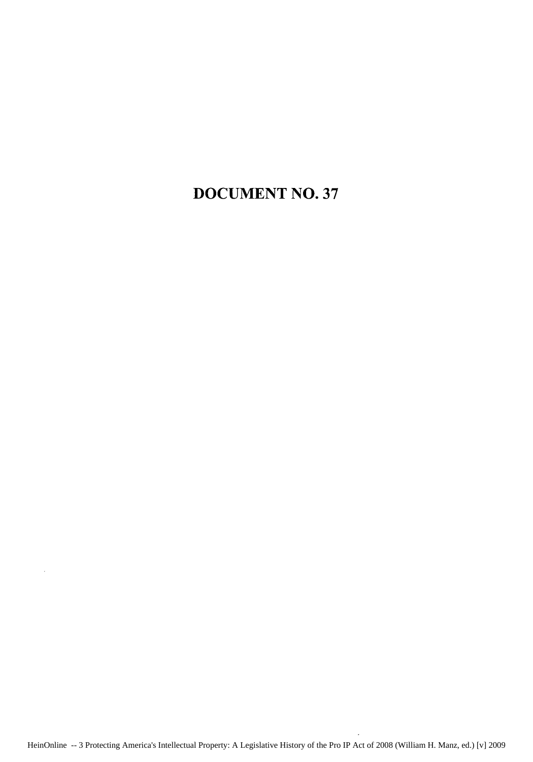# DOCUMENT NO. 37